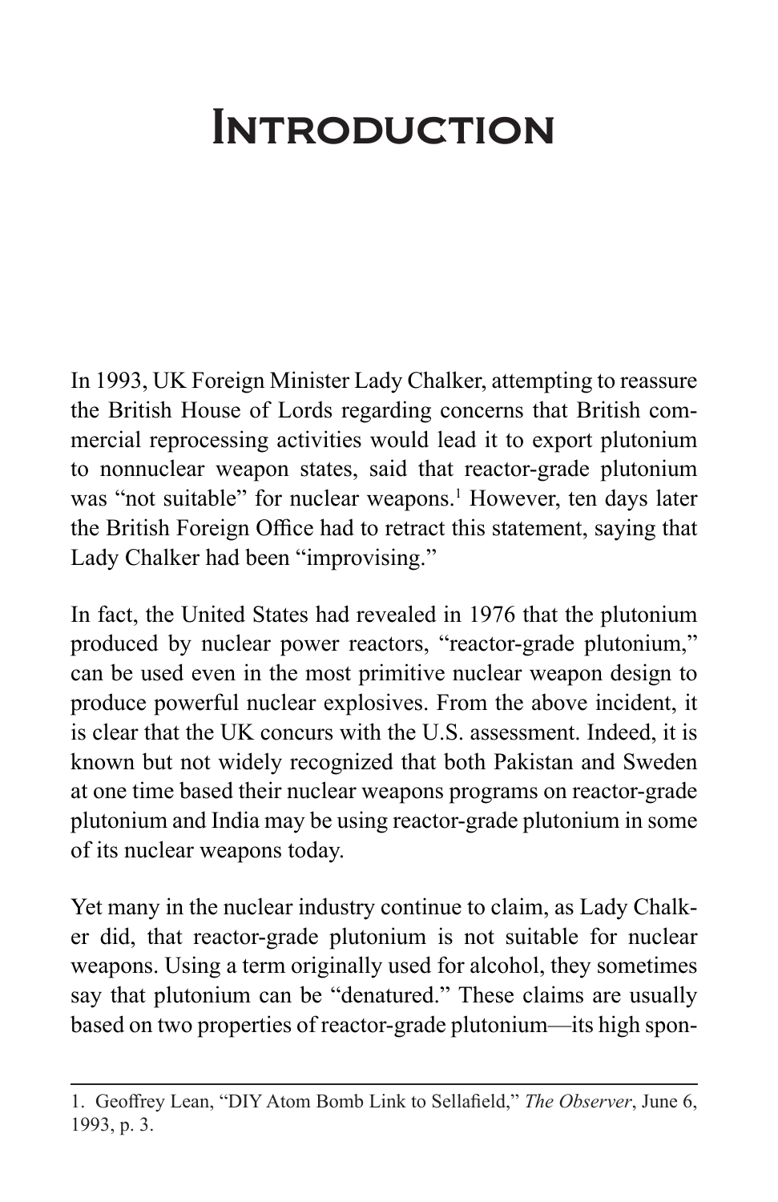# Introduction

In 1993, UK Foreign Minister Lady Chalker, attempting to reassure the British House of Lords regarding concerns that British commercial reprocessing activities would lead it to export plutonium to nonnuclear weapon states, said that reactor-grade plutonium was "not suitable" for nuclear weapons.[1] However, ten days later the British Foreign Office had to retract this statement, saying that Lady Chalker had been "improvising."

In fact, the United States had revealed in 1976 that the plutonium produced by nuclear power reactors, "reactor-grade plutonium," can be used even in the most primitive nuclear weapon design to produce powerful nuclear explosives. From the above incident, it is clear that the UK concurs with the U.S. assessment. Indeed, it is known but not widely recognized that both Pakistan and Sweden at one time based their nuclear weapons programs on reactor-grade plutonium and India may be using reactor-grade plutonium in some of its nuclear weapons today.

Yet many in the nuclear industry continue to claim, as Lady Chalker did, that reactor-grade plutonium is not suitable for nuclear weapons. Using a term originally used for alcohol, they sometimes say that plutonium can be "denatured." These claims are usually based on two properties of reactor-grade plutonium—its high spon-

1. Geoffrey Lean, "DIY Atom Bomb Link to Sellafield," *The Observer*, June 6, 1993, p. 3.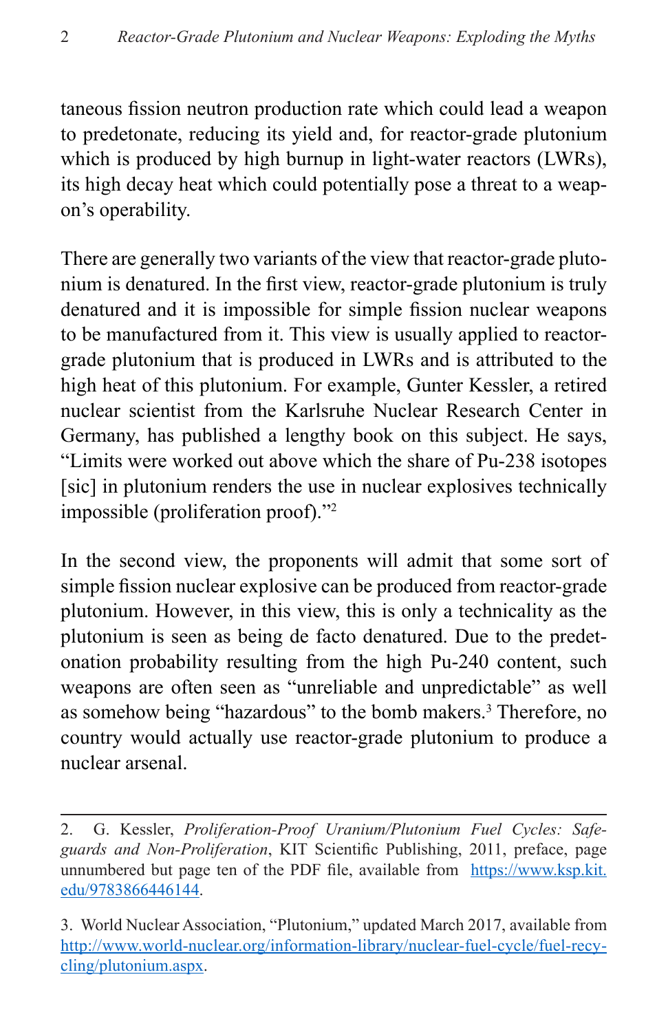taneous fission neutron production rate which could lead a weapon to predetonate, reducing its yield and, for reactor-grade plutonium which is produced by high burnup in light-water reactors (LWRs), its high decay heat which could potentially pose a threat to a weapon's operability.

There are generally two variants of the view that reactor-grade plutonium is denatured. In the first view, reactor-grade plutonium is truly denatured and it is impossible for simple fission nuclear weapons to be manufactured from it. This view is usually applied to reactor-grade plutonium that is produced in LWRs and is attributed to the high heat of this plutonium. For example, Gunter Kessler, a retired nuclear scientist from the Karlsruhe Nuclear Research Center in Germany, has published a lengthy book on this subject. He says, "Limits were worked out above which the share of Pu-238 isotopes [sic] in plutonium renders the use in nuclear explosives technically impossible (proliferation proof)."[2]

In the second view, the proponents will admit that some sort of simple fission nuclear explosive can be produced from reactor-grade plutonium. However, in this view, this is only a technicality as the plutonium is seen as being de facto denatured. Due to the predetonation probability resulting from the high Pu-240 content, such weapons are often seen as "unreliable and unpredictable" as well as somehow being "hazardous" to the bomb makers.[3] Therefore, no country would actually use reactor-grade plutonium to produce a nuclear arsenal.

---

2. G. Kessler, *Proliferation-Proof Uranium/Plutonium Fuel Cycles: Safeguards and Non-Proliferation*, KIT Scientific Publishing, 2011, preface, page unnumbered but page ten of the PDF file, available from https://www.ksp.kit.edu/9783866446144.

3. World Nuclear Association, "Plutonium," updated March 2017, available from http://www.world-nuclear.org/information-library/nuclear-fuel-cycle/fuel-recycling/plutonium.aspx.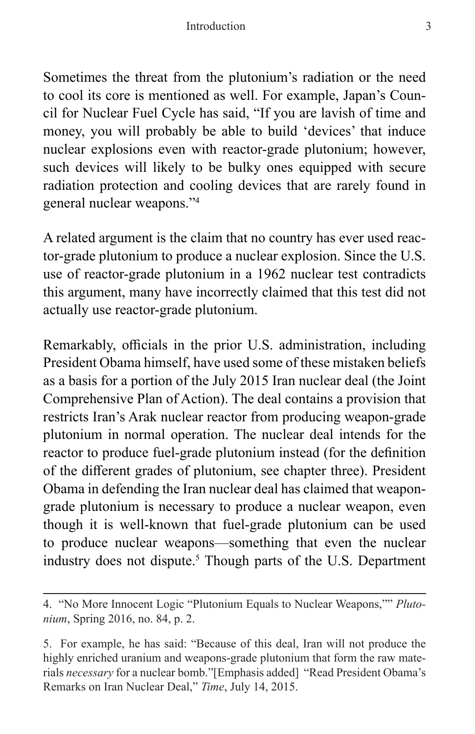Sometimes the threat from the plutonium's radiation or the need to cool its core is mentioned as well. For example, Japan's Council for Nuclear Fuel Cycle has said, "If you are lavish of time and money, you will probably be able to build 'devices' that induce nuclear explosions even with reactor-grade plutonium; however, such devices will likely to be bulky ones equipped with secure radiation protection and cooling devices that are rarely found in general nuclear weapons."[4]

A related argument is the claim that no country has ever used reactor-grade plutonium to produce a nuclear explosion. Since the U.S. use of reactor-grade plutonium in a 1962 nuclear test contradicts this argument, many have incorrectly claimed that this test did not actually use reactor-grade plutonium.

Remarkably, officials in the prior U.S. administration, including President Obama himself, have used some of these mistaken beliefs as a basis for a portion of the July 2015 Iran nuclear deal (the Joint Comprehensive Plan of Action). The deal contains a provision that restricts Iran's Arak nuclear reactor from producing weapon-grade plutonium in normal operation. The nuclear deal intends for the reactor to produce fuel-grade plutonium instead (for the definition of the different grades of plutonium, see chapter three). President Obama in defending the Iran nuclear deal has claimed that weapon-grade plutonium is necessary to produce a nuclear weapon, even though it is well-known that fuel-grade plutonium can be used to produce nuclear weapons—something that even the nuclear industry does not dispute.[5] Though parts of the U.S. Department

---

4. "No More Innocent Logic "Plutonium Equals to Nuclear Weapons,"" *Plutonium*, Spring 2016, no. 84, p. 2.

5. For example, he has said: "Because of this deal, Iran will not produce the highly enriched uranium and weapons-grade plutonium that form the raw materials *necessary* for a nuclear bomb."[Emphasis added] "Read President Obama's Remarks on Iran Nuclear Deal," *Time*, July 14, 2015.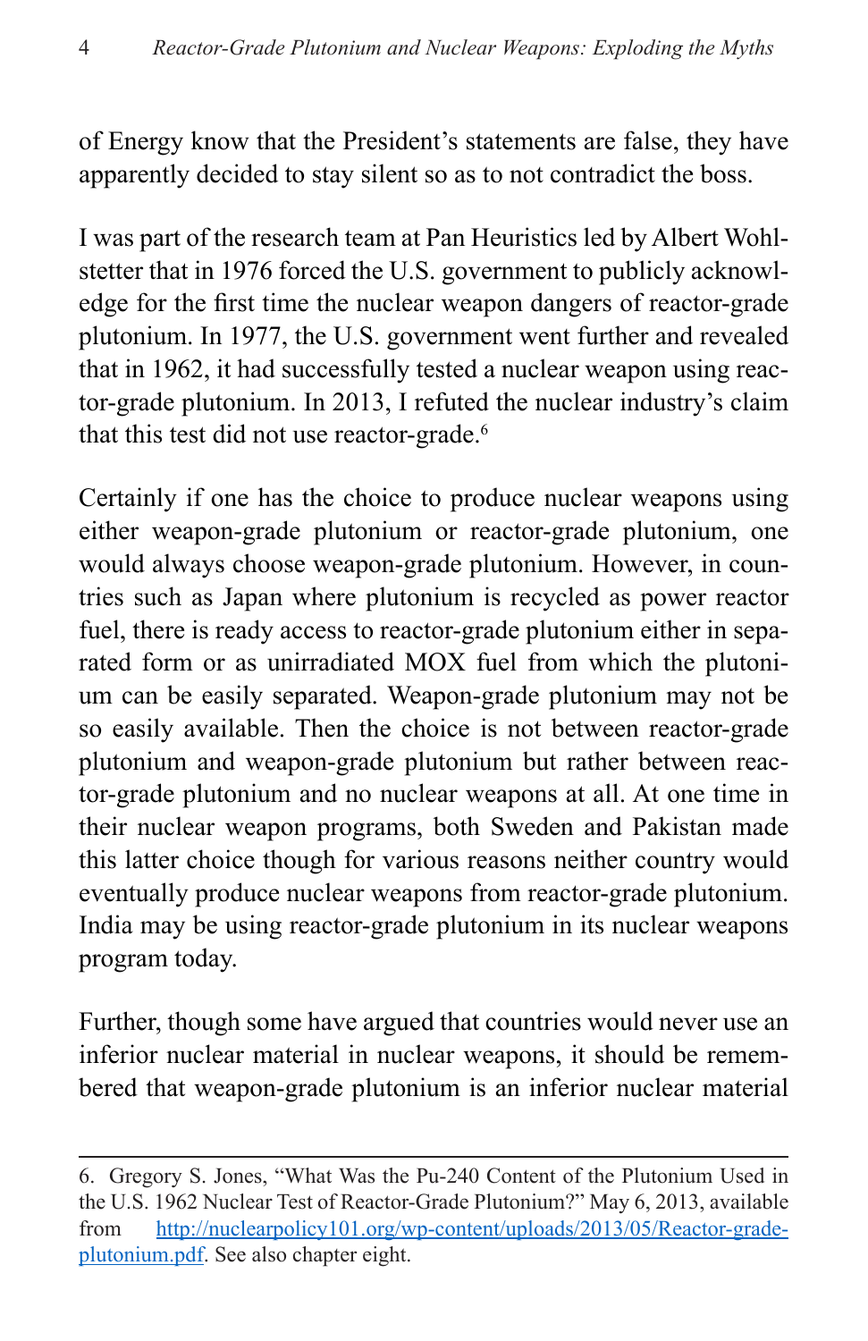of Energy know that the President's statements are false, they have apparently decided to stay silent so as to not contradict the boss.

I was part of the research team at Pan Heuristics led by Albert Wohlstetter that in 1976 forced the U.S. government to publicly acknowledge for the first time the nuclear weapon dangers of reactor-grade plutonium. In 1977, the U.S. government went further and revealed that in 1962, it had successfully tested a nuclear weapon using reactor-grade plutonium. In 2013, I refuted the nuclear industry's claim that this test did not use reactor-grade.[6]

Certainly if one has the choice to produce nuclear weapons using either weapon-grade plutonium or reactor-grade plutonium, one would always choose weapon-grade plutonium. However, in countries such as Japan where plutonium is recycled as power reactor fuel, there is ready access to reactor-grade plutonium either in separated form or as unirradiated MOX fuel from which the plutonium can be easily separated. Weapon-grade plutonium may not be so easily available. Then the choice is not between reactor-grade plutonium and weapon-grade plutonium but rather between reactor-grade plutonium and no nuclear weapons at all. At one time in their nuclear weapon programs, both Sweden and Pakistan made this latter choice though for various reasons neither country would eventually produce nuclear weapons from reactor-grade plutonium. India may be using reactor-grade plutonium in its nuclear weapons program today.

Further, though some have argued that countries would never use an inferior nuclear material in nuclear weapons, it should be remembered that weapon-grade plutonium is an inferior nuclear material

---

6. Gregory S. Jones, "What Was the Pu-240 Content of the Plutonium Used in the U.S. 1962 Nuclear Test of Reactor-Grade Plutonium?" May 6, 2013, available from [http://nuclearpolicy101.org/wp-content/uploads/2013/05/Reactor-grade-plutonium.pdf](http://nuclearpolicy101.org/wp-content/uploads/2013/05/Reactor-grade-plutonium.pdf). See also chapter eight.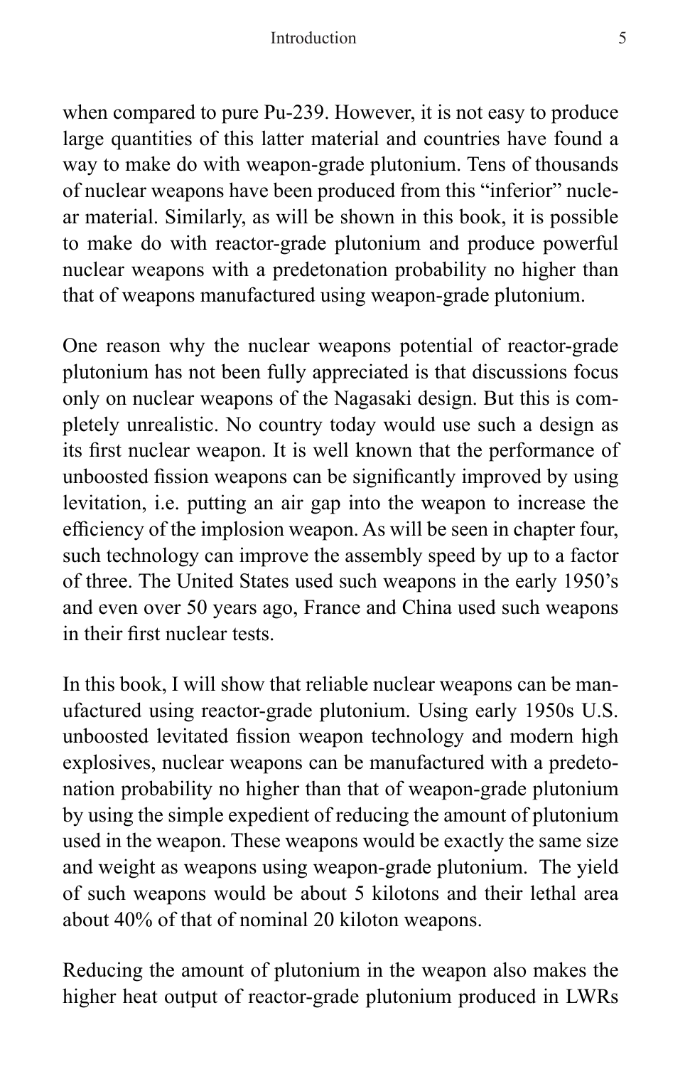when compared to pure Pu-239. However, it is not easy to produce large quantities of this latter material and countries have found a way to make do with weapon-grade plutonium. Tens of thousands of nuclear weapons have been produced from this "inferior" nuclear material. Similarly, as will be shown in this book, it is possible to make do with reactor-grade plutonium and produce powerful nuclear weapons with a predetonation probability no higher than that of weapons manufactured using weapon-grade plutonium.

One reason why the nuclear weapons potential of reactor-grade plutonium has not been fully appreciated is that discussions focus only on nuclear weapons of the Nagasaki design. But this is completely unrealistic. No country today would use such a design as its first nuclear weapon. It is well known that the performance of unboosted fission weapons can be significantly improved by using levitation, i.e. putting an air gap into the weapon to increase the efficiency of the implosion weapon. As will be seen in chapter four, such technology can improve the assembly speed by up to a factor of three. The United States used such weapons in the early 1950's and even over 50 years ago, France and China used such weapons in their first nuclear tests.

In this book, I will show that reliable nuclear weapons can be manufactured using reactor-grade plutonium. Using early 1950s U.S. unboosted levitated fission weapon technology and modern high explosives, nuclear weapons can be manufactured with a predetonation probability no higher than that of weapon-grade plutonium by using the simple expedient of reducing the amount of plutonium used in the weapon. These weapons would be exactly the same size and weight as weapons using weapon-grade plutonium. The yield of such weapons would be about 5 kilotons and their lethal area about 40% of that of nominal 20 kiloton weapons.

Reducing the amount of plutonium in the weapon also makes the higher heat output of reactor-grade plutonium produced in LWRs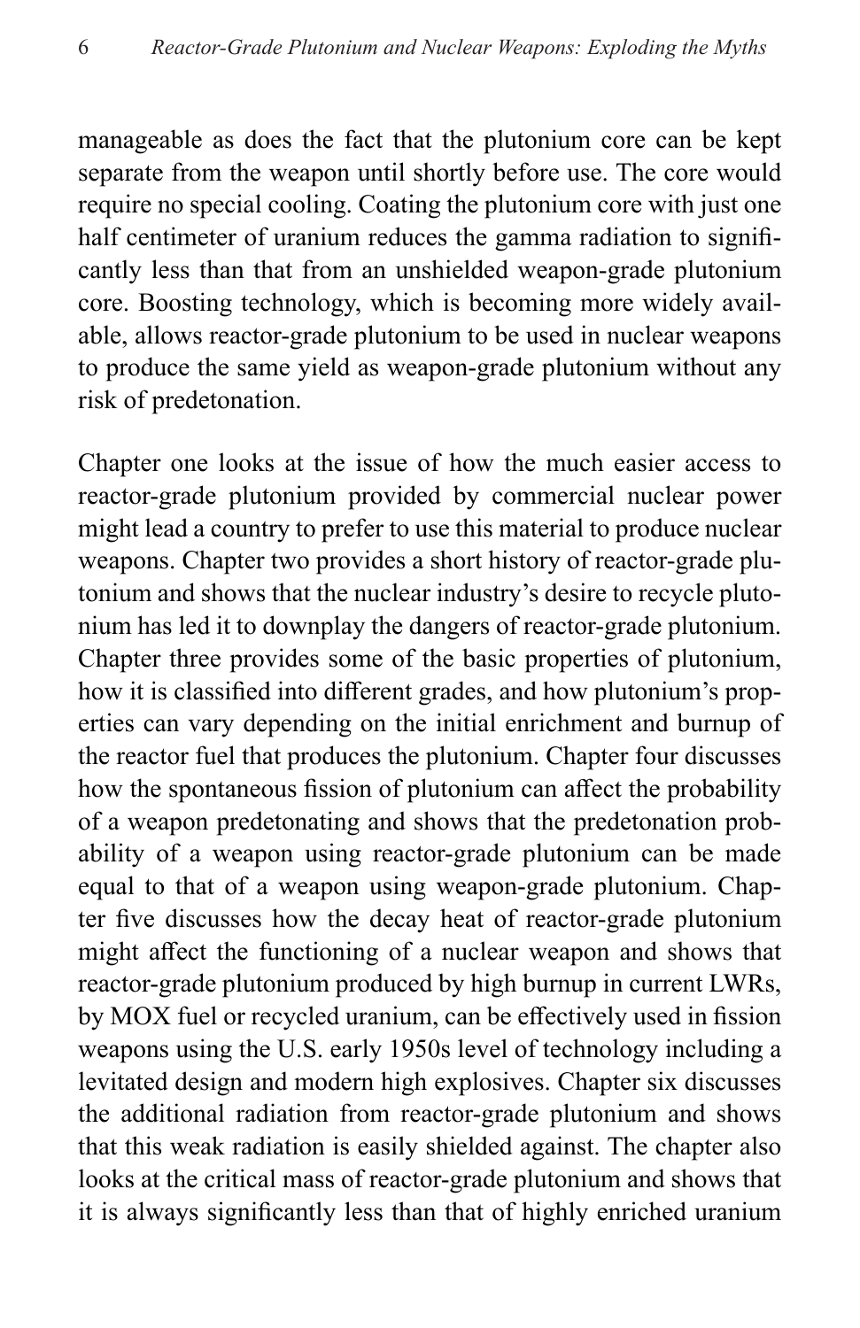manageable as does the fact that the plutonium core can be kept separate from the weapon until shortly before use. The core would require no special cooling. Coating the plutonium core with just one half centimeter of uranium reduces the gamma radiation to significantly less than that from an unshielded weapon-grade plutonium core. Boosting technology, which is becoming more widely available, allows reactor-grade plutonium to be used in nuclear weapons to produce the same yield as weapon-grade plutonium without any risk of predetonation.

Chapter one looks at the issue of how the much easier access to reactor-grade plutonium provided by commercial nuclear power might lead a country to prefer to use this material to produce nuclear weapons. Chapter two provides a short history of reactor-grade plutonium and shows that the nuclear industry's desire to recycle plutonium has led it to downplay the dangers of reactor-grade plutonium. Chapter three provides some of the basic properties of plutonium, how it is classified into different grades, and how plutonium's properties can vary depending on the initial enrichment and burnup of the reactor fuel that produces the plutonium. Chapter four discusses how the spontaneous fission of plutonium can affect the probability of a weapon predetonating and shows that the predetonation probability of a weapon using reactor-grade plutonium can be made equal to that of a weapon using weapon-grade plutonium. Chapter five discusses how the decay heat of reactor-grade plutonium might affect the functioning of a nuclear weapon and shows that reactor-grade plutonium produced by high burnup in current LWRs, by MOX fuel or recycled uranium, can be effectively used in fission weapons using the U.S. early 1950s level of technology including a levitated design and modern high explosives. Chapter six discusses the additional radiation from reactor-grade plutonium and shows that this weak radiation is easily shielded against. The chapter also looks at the critical mass of reactor-grade plutonium and shows that it is always significantly less than that of highly enriched uranium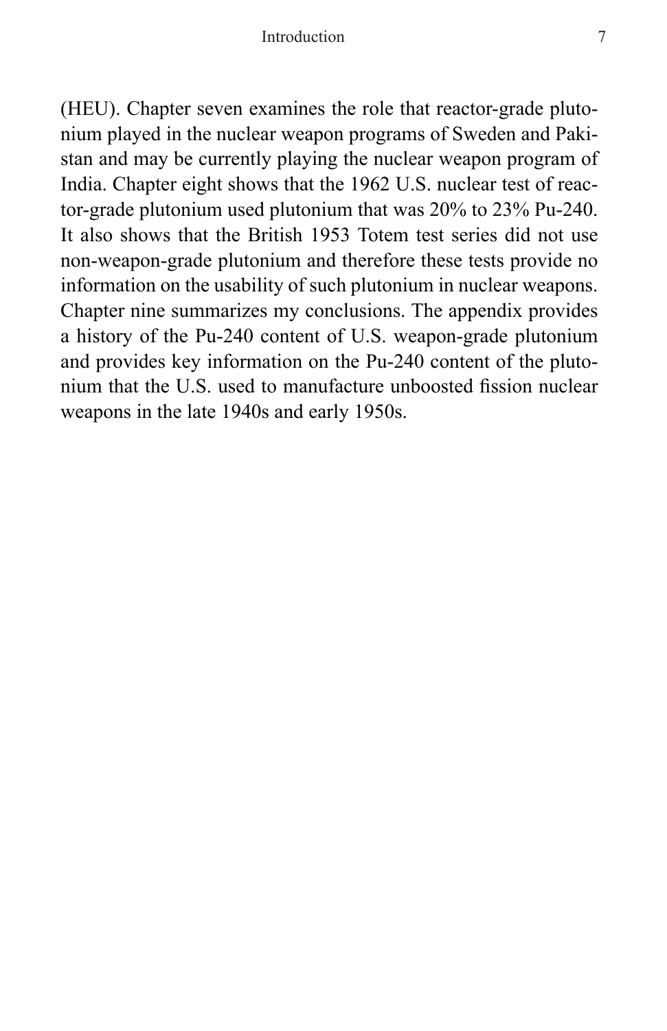(HEU). Chapter seven examines the role that reactor-grade plutonium played in the nuclear weapon programs of Sweden and Pakistan and may be currently playing the nuclear weapon program of India. Chapter eight shows that the 1962 U.S. nuclear test of reactor-grade plutonium used plutonium that was 20% to 23% Pu-240. It also shows that the British 1953 Totem test series did not use non-weapon-grade plutonium and therefore these tests provide no information on the usability of such plutonium in nuclear weapons. Chapter nine summarizes my conclusions. The appendix provides a history of the Pu-240 content of U.S. weapon-grade plutonium and provides key information on the Pu-240 content of the plutonium that the U.S. used to manufacture unboosted fission nuclear weapons in the late 1940s and early 1950s.